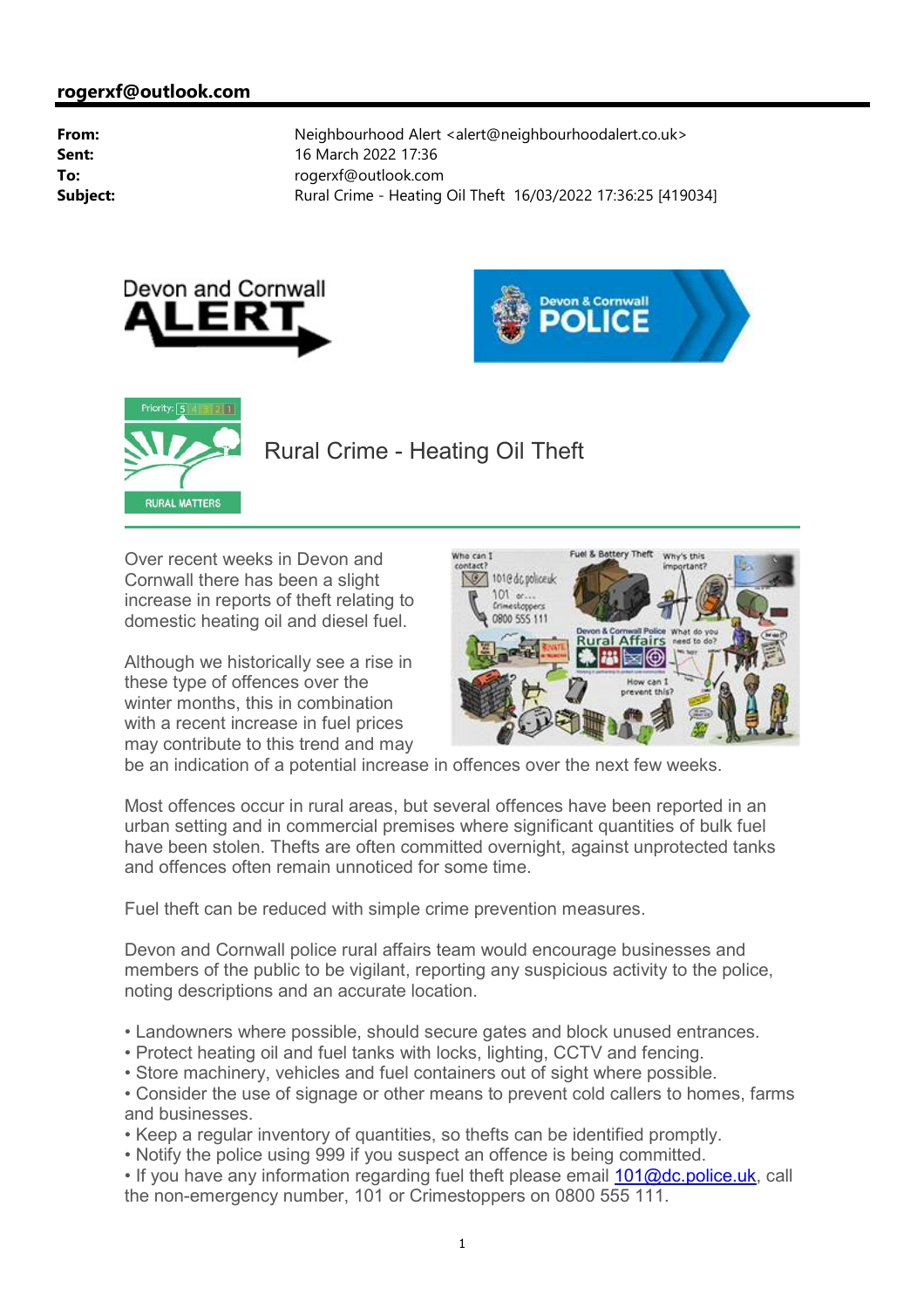**rogerxf@outlook.com**

| | |
|---|---|
| **From:** | Neighbourhood Alert <alert@neighbourhoodalert.co.uk> |
| **Sent:** | 16 March 2022 17:36 |
| **To:** | rogerxf@outlook.com |
| **Subject:** | Rural Crime - Heating Oil Theft 16/03/2022 17:36:25 [419034] |

# Rural Crime - Heating Oil Theft

Over recent weeks in Devon and Cornwall there has been a slight increase in reports of theft relating to domestic heating oil and diesel fuel.

Although we historically see a rise in these type of offences over the winter months, this in combination with a recent increase in fuel prices may contribute to this trend and may be an indication of a potential increase in offences over the next few weeks.

Most offences occur in rural areas, but several offences have been reported in an urban setting and in commercial premises where significant quantities of bulk fuel have been stolen. Thefts are often committed overnight, against unprotected tanks and offences often remain unnoticed for some time.

Fuel theft can be reduced with simple crime prevention measures.

Devon and Cornwall police rural affairs team would encourage businesses and members of the public to be vigilant, reporting any suspicious activity to the police, noting descriptions and an accurate location.

- Landowners where possible, should secure gates and block unused entrances.
- Protect heating oil and fuel tanks with locks, lighting, CCTV and fencing.
- Store machinery, vehicles and fuel containers out of sight where possible.
- Consider the use of signage or other means to prevent cold callers to homes, farms and businesses.
- Keep a regular inventory of quantities, so thefts can be identified promptly.
- Notify the police using 999 if you suspect an offence is being committed.
- If you have any information regarding fuel theft please email 101@dc.police.uk, call the non-emergency number, 101 or Crimestoppers on 0800 555 111.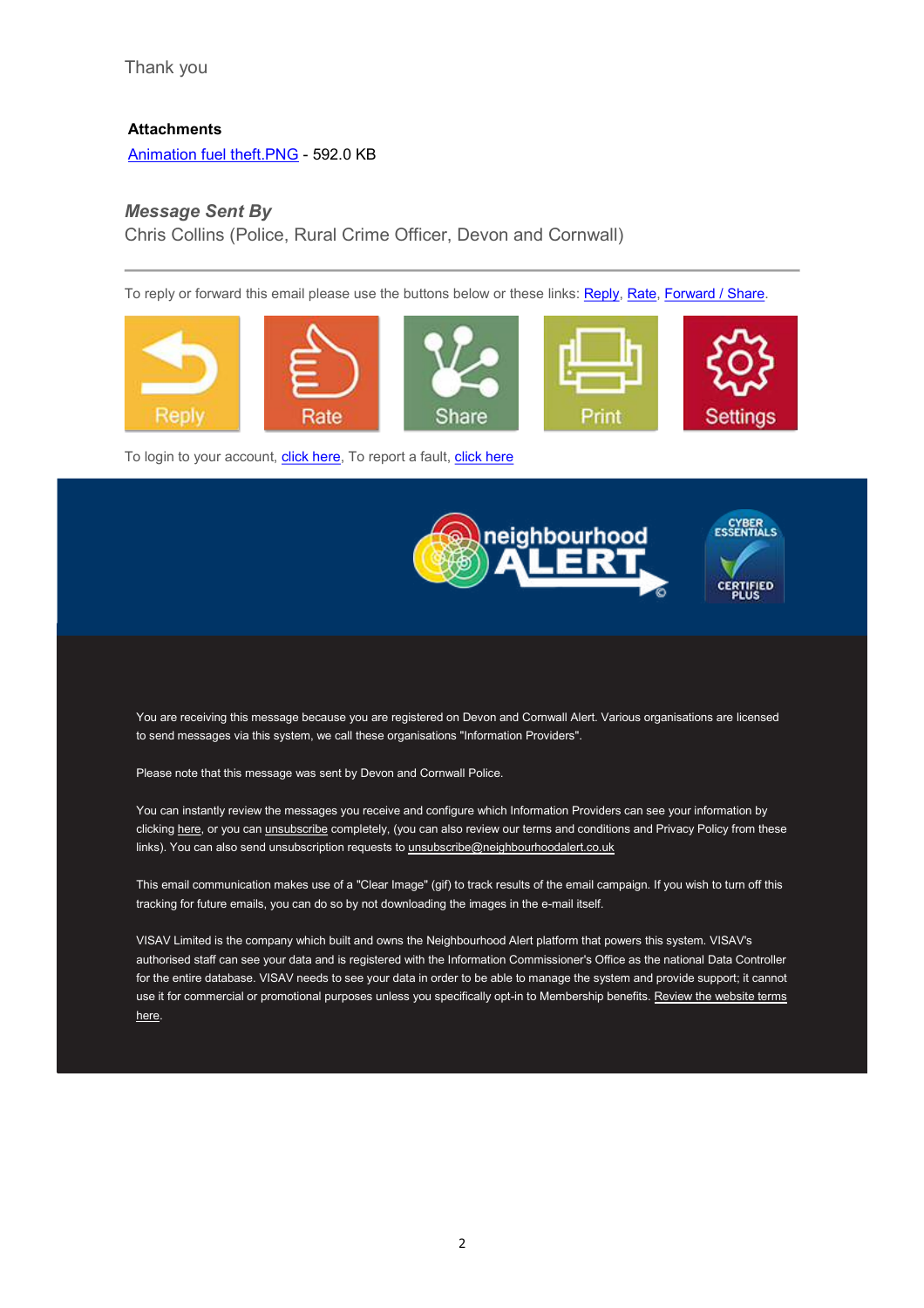Thank you

**Attachments**

Animation fuel theft.PNG - 592.0 KB

***Message Sent By***

Chris Collins (Police, Rural Crime Officer, Devon and Cornwall)

---

To reply or forward this email please use the buttons below or these links: Reply, Rate, Forward / Share.

Reply Rate Share Print Settings

To login to your account, click here, To report a fault, click here

neighbourhood ALERT

CYBER ESSENTIALS CERTIFIED PLUS

You are receiving this message because you are registered on Devon and Cornwall Alert. Various organisations are licensed to send messages via this system, we call these organisations "Information Providers".

Please note that this message was sent by Devon and Cornwall Police.

You can instantly review the messages you receive and configure which Information Providers can see your information by clicking here, or you can unsubscribe completely, (you can also review our terms and conditions and Privacy Policy from these links). You can also send unsubscription requests to unsubscribe@neighbourhoodalert.co.uk

This email communication makes use of a "Clear Image" (gif) to track results of the email campaign. If you wish to turn off this tracking for future emails, you can do so by not downloading the images in the e-mail itself.

VISAV Limited is the company which built and owns the Neighbourhood Alert platform that powers this system. VISAV's authorised staff can see your data and is registered with the Information Commissioner's Office as the national Data Controller for the entire database. VISAV needs to see your data in order to be able to manage the system and provide support; it cannot use it for commercial or promotional purposes unless you specifically opt-in to Membership benefits. Review the website terms here.